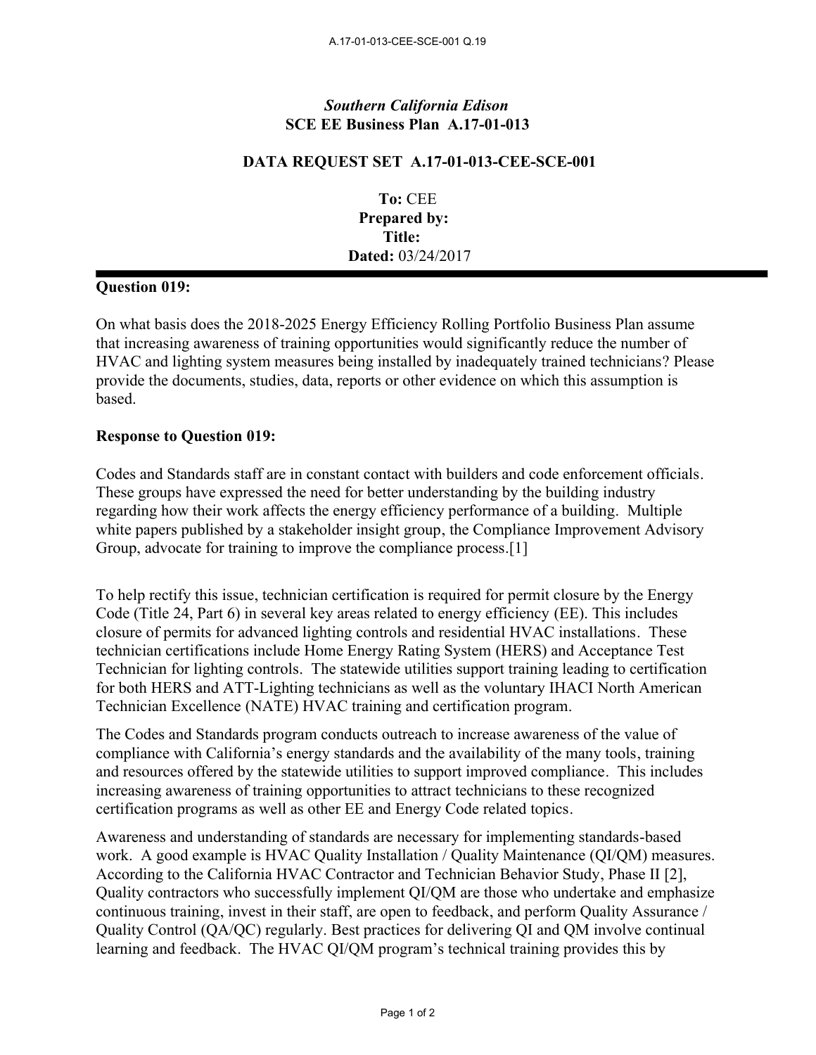*Southern California Edison*
**SCE EE Business Plan A.17-01-013**

**DATA REQUEST SET A.17-01-013-CEE-SCE-001**

**To:** CEE
**Prepared by:**
**Title:**
**Dated:** 03/24/2017

---

**Question 019:**

On what basis does the 2018-2025 Energy Efficiency Rolling Portfolio Business Plan assume that increasing awareness of training opportunities would significantly reduce the number of HVAC and lighting system measures being installed by inadequately trained technicians? Please provide the documents, studies, data, reports or other evidence on which this assumption is based.

**Response to Question 019:**

Codes and Standards staff are in constant contact with builders and code enforcement officials. These groups have expressed the need for better understanding by the building industry regarding how their work affects the energy efficiency performance of a building. Multiple white papers published by a stakeholder insight group, the Compliance Improvement Advisory Group, advocate for training to improve the compliance process.[1]

To help rectify this issue, technician certification is required for permit closure by the Energy Code (Title 24, Part 6) in several key areas related to energy efficiency (EE). This includes closure of permits for advanced lighting controls and residential HVAC installations. These technician certifications include Home Energy Rating System (HERS) and Acceptance Test Technician for lighting controls. The statewide utilities support training leading to certification for both HERS and ATT-Lighting technicians as well as the voluntary IHACI North American Technician Excellence (NATE) HVAC training and certification program.

The Codes and Standards program conducts outreach to increase awareness of the value of compliance with California's energy standards and the availability of the many tools, training and resources offered by the statewide utilities to support improved compliance. This includes increasing awareness of training opportunities to attract technicians to these recognized certification programs as well as other EE and Energy Code related topics.

Awareness and understanding of standards are necessary for implementing standards-based work. A good example is HVAC Quality Installation / Quality Maintenance (QI/QM) measures. According to the California HVAC Contractor and Technician Behavior Study, Phase II [2], Quality contractors who successfully implement QI/QM are those who undertake and emphasize continuous training, invest in their staff, are open to feedback, and perform Quality Assurance / Quality Control (QA/QC) regularly. Best practices for delivering QI and QM involve continual learning and feedback. The HVAC QI/QM program's technical training provides this by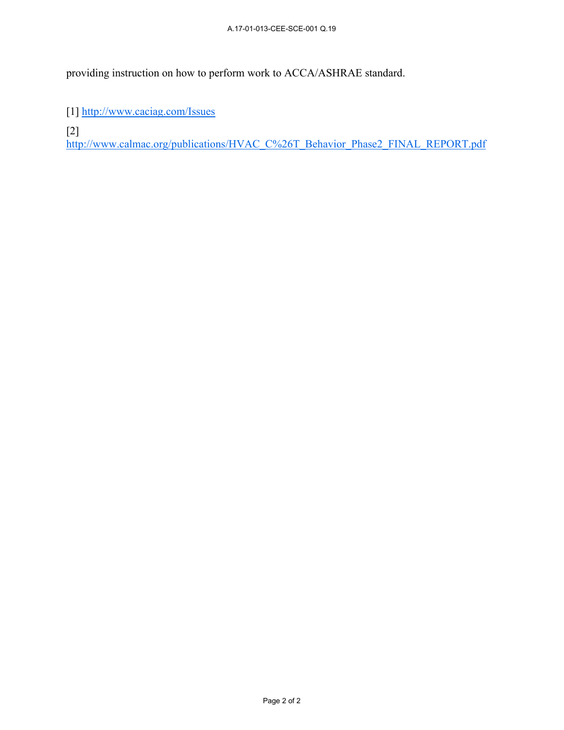providing instruction on how to perform work to ACCA/ASHRAE standard.

[1] http://www.caciag.com/Issues

[2] http://www.calmac.org/publications/HVAC_C%26T_Behavior_Phase2_FINAL_REPORT.pdf